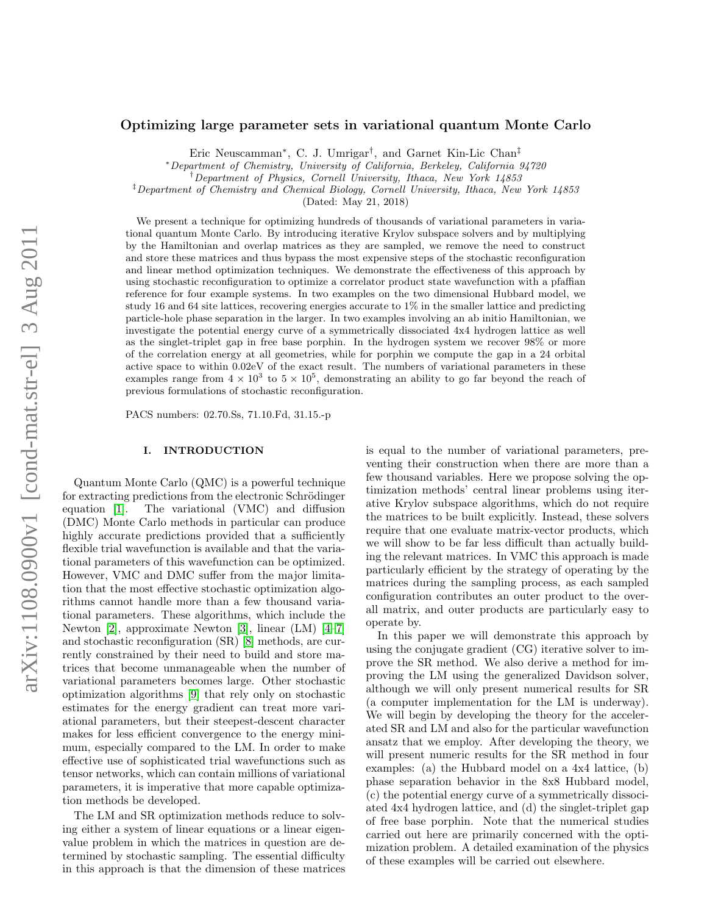# Optimizing large parameter sets in variational quantum Monte Carlo

Eric Neuscamman*, C. J. Umrigar†, and Garnet Kin-Lic Chan‡

*Department of Chemistry, University of California, Berkeley, California 94720
†Department of Physics, Cornell University, Ithaca, New York 14853
‡Department of Chemistry and Chemical Biology, Cornell University, Ithaca, New York 14853

(Dated: May 21, 2018)

We present a technique for optimizing hundreds of thousands of variational parameters in variational quantum Monte Carlo. By introducing iterative Krylov subspace solvers and by multiplying by the Hamiltonian and overlap matrices as they are sampled, we remove the need to construct and store these matrices and thus bypass the most expensive steps of the stochastic reconfiguration and linear method optimization techniques. We demonstrate the effectiveness of this approach by using stochastic reconfiguration to optimize a correlator product state wavefunction with a pfaffian reference for four example systems. In two examples on the two dimensional Hubbard model, we study 16 and 64 site lattices, recovering energies accurate to 1% in the smaller lattice and predicting particle-hole phase separation in the larger. In two examples involving an ab initio Hamiltonian, we investigate the potential energy curve of a symmetrically dissociated 4x4 hydrogen lattice as well as the singlet-triplet gap in free base porphin. In the hydrogen system we recover 98% or more of the correlation energy at all geometries, while for porphin we compute the gap in a 24 orbital active space to within 0.02eV of the exact result. The numbers of variational parameters in these examples range from $4 \times 10^3$ to $5 \times 10^5$, demonstrating an ability to go far beyond the reach of previous formulations of stochastic reconfiguration.

PACS numbers: 02.70.Ss, 71.10.Fd, 31.15.-p

## I. INTRODUCTION

Quantum Monte Carlo (QMC) is a powerful technique for extracting predictions from the electronic Schrödinger equation [1]. The variational (VMC) and diffusion (DMC) Monte Carlo methods in particular can produce highly accurate predictions provided that a sufficiently flexible trial wavefunction is available and that the variational parameters of this wavefunction can be optimized. However, VMC and DMC suffer from the major limitation that the most effective stochastic optimization algorithms cannot handle more than a few thousand variational parameters. These algorithms, which include the Newton [2], approximate Newton [3], linear (LM) [4–7] and stochastic reconfiguration (SR) [8] methods, are currently constrained by their need to build and store matrices that become unmanageable when the number of variational parameters becomes large. Other stochastic optimization algorithms [9] that rely only on stochastic estimates for the energy gradient can treat more variational parameters, but their steepest-descent character makes for less efficient convergence to the energy minimum, especially compared to the LM. In order to make effective use of sophisticated trial wavefunctions such as tensor networks, which can contain millions of variational parameters, it is imperative that more capable optimization methods be developed.

The LM and SR optimization methods reduce to solving either a system of linear equations or a linear eigenvalue problem in which the matrices in question are determined by stochastic sampling. The essential difficulty in this approach is that the dimension of these matrices is equal to the number of variational parameters, preventing their construction when there are more than a few thousand variables. Here we propose solving the optimization methods' central linear problems using iterative Krylov subspace algorithms, which do not require the matrices to be built explicitly. Instead, these solvers require that one evaluate matrix-vector products, which we will show to be far less difficult than actually building the relevant matrices. In VMC this approach is made particularly efficient by the strategy of operating by the matrices during the sampling process, as each sampled configuration contributes an outer product to the overall matrix, and outer products are particularly easy to operate by.

In this paper we will demonstrate this approach by using the conjugate gradient (CG) iterative solver to improve the SR method. We also derive a method for improving the LM using the generalized Davidson solver, although we will only present numerical results for SR (a computer implementation for the LM is underway). We will begin by developing the theory for the accelerated SR and LM and also for the particular wavefunction ansatz that we employ. After developing the theory, we will present numeric results for the SR method in four examples: (a) the Hubbard model on a 4x4 lattice, (b) phase separation behavior in the 8x8 Hubbard model, (c) the potential energy curve of a symmetrically dissociated 4x4 hydrogen lattice, and (d) the singlet-triplet gap of free base porphin. Note that the numerical studies carried out here are primarily concerned with the optimization problem. A detailed examination of the physics of these examples will be carried out elsewhere.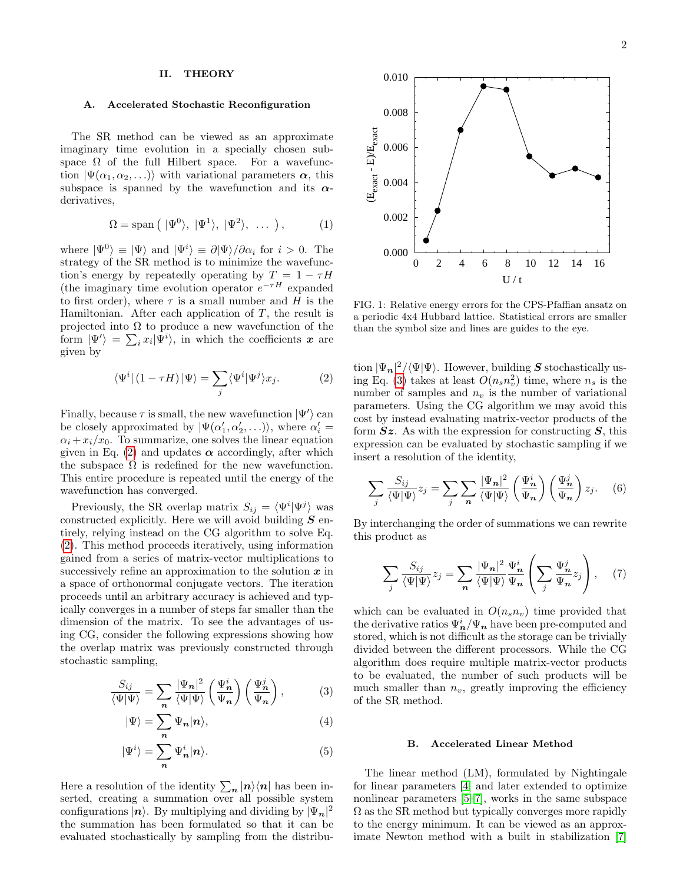## II. THEORY

### A. Accelerated Stochastic Reconfiguration

The SR method can be viewed as an approximate imaginary time evolution in a specially chosen subspace $\Omega$ of the full Hilbert space. For a wavefunction $|\Psi(\alpha_1, \alpha_2, \ldots)\rangle$ with variational parameters $\boldsymbol{\alpha}$, this subspace is spanned by the wavefunction and its $\boldsymbol{\alpha}$-derivatives,

$$\Omega = \text{span}\left( |\Psi^0\rangle,\ |\Psi^1\rangle,\ |\Psi^2\rangle,\ \ldots \right), \tag{1}$$

where $|\Psi^0\rangle \equiv |\Psi\rangle$ and $|\Psi^i\rangle \equiv \partial|\Psi\rangle/\partial\alpha_i$ for $i > 0$. The strategy of the SR method is to minimize the wavefunction's energy by repeatedly operating by $T = 1 - \tau H$ (the imaginary time evolution operator $e^{-\tau H}$ expanded to first order), where $\tau$ is a small number and $H$ is the Hamiltonian. After each application of $T$, the result is projected into $\Omega$ to produce a new wavefunction of the form $|\Psi'\rangle = \sum_i x_i |\Psi^i\rangle$, in which the coefficients $\boldsymbol{x}$ are given by

$$\langle \Psi^i | \left(1 - \tau H\right) |\Psi\rangle = \sum_j \langle \Psi^i | \Psi^j \rangle x_j. \tag{2}$$

Finally, because $\tau$ is small, the new wavefunction $|\Psi'\rangle$ can be closely approximated by $|\Psi(\alpha'_1, \alpha'_2, \ldots)\rangle$, where $\alpha'_i = \alpha_i + x_i/x_0$. To summarize, one solves the linear equation given in Eq. (2) and updates $\boldsymbol{\alpha}$ accordingly, after which the subspace $\Omega$ is redefined for the new wavefunction. This entire procedure is repeated until the energy of the wavefunction has converged.

Previously, the SR overlap matrix $S_{ij} = \langle \Psi^i | \Psi^j \rangle$ was constructed explicitly. Here we will avoid building $\boldsymbol{S}$ entirely, relying instead on the CG algorithm to solve Eq. (2). This method proceeds iteratively, using information gained from a series of matrix-vector multiplications to successively refine an approximation to the solution $\boldsymbol{x}$ in a space of orthonormal conjugate vectors. The iteration proceeds until an arbitrary accuracy is achieved and typically converges in a number of steps far smaller than the dimension of the matrix. To see the advantages of using CG, consider the following expressions showing how the overlap matrix was previously constructed through stochastic sampling,

$$\frac{S_{ij}}{\langle\Psi|\Psi\rangle} = \sum_{\boldsymbol{n}} \frac{|\Psi_{\boldsymbol{n}}|^2}{\langle\Psi|\Psi\rangle} \left(\frac{\Psi^i_{\boldsymbol{n}}}{\Psi_{\boldsymbol{n}}}\right) \left(\frac{\Psi^j_{\boldsymbol{n}}}{\Psi_{\boldsymbol{n}}}\right), \tag{3}$$

$$|\Psi\rangle = \sum_{\boldsymbol{n}} \Psi_{\boldsymbol{n}} |\boldsymbol{n}\rangle, \tag{4}$$

$$|\Psi^i\rangle = \sum_{\boldsymbol{n}} \Psi^i_{\boldsymbol{n}} |\boldsymbol{n}\rangle. \tag{5}$$

Here a resolution of the identity $\sum_{\boldsymbol{n}} |\boldsymbol{n}\rangle\langle\boldsymbol{n}|$ has been inserted, creating a summation over all possible system configurations $|\boldsymbol{n}\rangle$. By multiplying and dividing by $|\Psi_{\boldsymbol{n}}|^2$ the summation has been formulated so that it can be evaluated stochastically by sampling from the distribution $|\Psi_{\boldsymbol{n}}|^2/\langle\Psi|\Psi\rangle$. However, building $\boldsymbol{S}$ stochastically using Eq. (3) takes at least $O(n_s n_v^2)$ time, where $n_s$ is the number of samples and $n_v$ is the number of variational parameters. Using the CG algorithm we may avoid this cost by instead evaluating matrix-vector products of the form $\boldsymbol{S}\boldsymbol{z}$. As with the expression for constructing $\boldsymbol{S}$, this expression can be evaluated by stochastic sampling if we insert a resolution of the identity,

$$\sum_j \frac{S_{ij}}{\langle\Psi|\Psi\rangle} z_j = \sum_j \sum_{\boldsymbol{n}} \frac{|\Psi_{\boldsymbol{n}}|^2}{\langle\Psi|\Psi\rangle} \left(\frac{\Psi^i_{\boldsymbol{n}}}{\Psi_{\boldsymbol{n}}}\right) \left(\frac{\Psi^j_{\boldsymbol{n}}}{\Psi_{\boldsymbol{n}}}\right) z_j. \tag{6}$$

By interchanging the order of summations we can rewrite this product as

$$\sum_j \frac{S_{ij}}{\langle\Psi|\Psi\rangle} z_j = \sum_{\boldsymbol{n}} \frac{|\Psi_{\boldsymbol{n}}|^2}{\langle\Psi|\Psi\rangle} \frac{\Psi^i_{\boldsymbol{n}}}{\Psi_{\boldsymbol{n}}} \left( \sum_j \frac{\Psi^j_{\boldsymbol{n}}}{\Psi_{\boldsymbol{n}}} z_j \right), \tag{7}$$

which can be evaluated in $O(n_s n_v)$ time provided that the derivative ratios $\Psi^i_{\boldsymbol{n}}/\Psi_{\boldsymbol{n}}$ have been pre-computed and stored, which is not difficult as the storage can be trivially divided between the different processors. While the CG algorithm does require multiple matrix-vector products to be evaluated, the number of such products will be much smaller than $n_v$, greatly improving the efficiency of the SR method.

FIG. 1: Relative energy errors for the CPS-Pfaffian ansatz on a periodic 4x4 Hubbard lattice. Statistical errors are smaller than the symbol size and lines are guides to the eye.

### B. Accelerated Linear Method

The linear method (LM), formulated by Nightingale for linear parameters [4] and later extended to optimize nonlinear parameters [5–7], works in the same subspace $\Omega$ as the SR method but typically converges more rapidly to the energy minimum. It can be viewed as an approximate Newton method with a built in stabilization [7]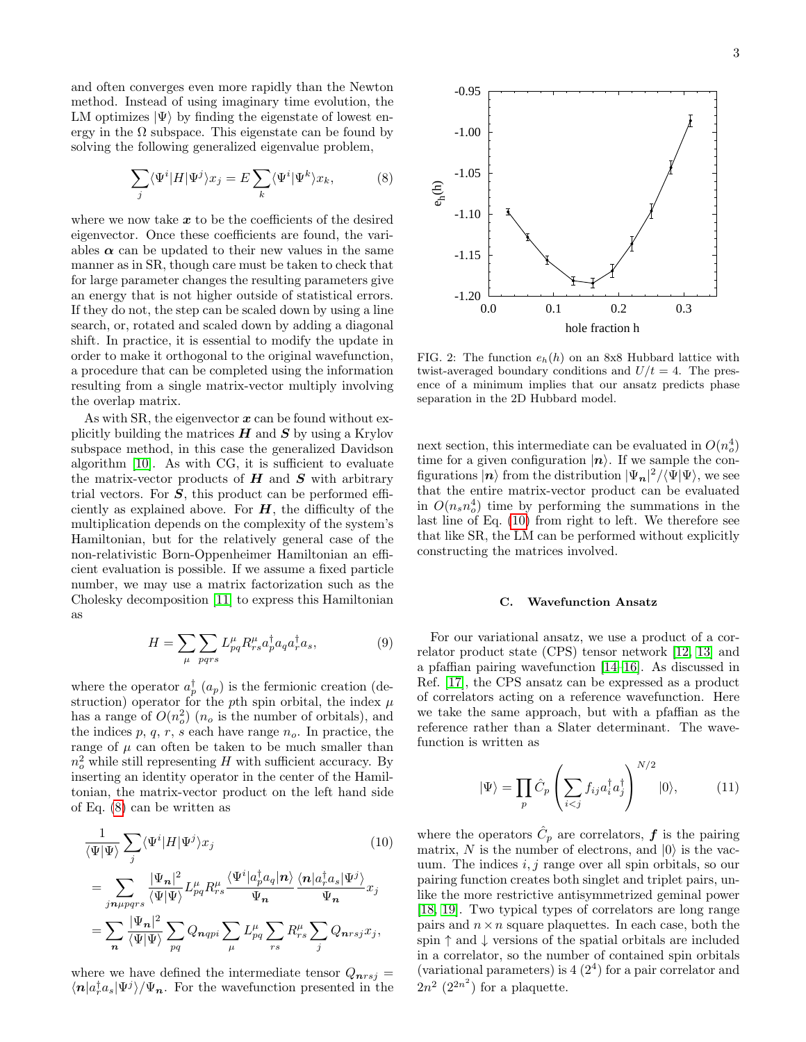and often converges even more rapidly than the Newton method. Instead of using imaginary time evolution, the LM optimizes $|\Psi\rangle$ by finding the eigenstate of lowest energy in the $\Omega$ subspace. This eigenstate can be found by solving the following generalized eigenvalue problem,

$$\sum_j \langle\Psi^i|H|\Psi^j\rangle x_j = E\sum_k \langle\Psi^i|\Psi^k\rangle x_k, \tag{8}$$

where we now take $\boldsymbol{x}$ to be the coefficients of the desired eigenvector. Once these coefficients are found, the variables $\boldsymbol{\alpha}$ can be updated to their new values in the same manner as in SR, though care must be taken to check that for large parameter changes the resulting parameters give an energy that is not higher outside of statistical errors. If they do not, the step can be scaled down by using a line search, or, rotated and scaled down by adding a diagonal shift. In practice, it is essential to modify the update in order to make it orthogonal to the original wavefunction, a procedure that can be completed using the information resulting from a single matrix-vector multiply involving the overlap matrix.

As with SR, the eigenvector $\boldsymbol{x}$ can be found without explicitly building the matrices $\boldsymbol{H}$ and $\boldsymbol{S}$ by using a Krylov subspace method, in this case the generalized Davidson algorithm [10]. As with CG, it is sufficient to evaluate the matrix-vector products of $\boldsymbol{H}$ and $\boldsymbol{S}$ with arbitrary trial vectors. For $\boldsymbol{S}$, this product can be performed efficiently as explained above. For $\boldsymbol{H}$, the difficulty of the multiplication depends on the complexity of the system's Hamiltonian, but for the relatively general case of the non-relativistic Born-Oppenheimer Hamiltonian an efficient evaluation is possible. If we assume a fixed particle number, we may use a matrix factorization such as the Cholesky decomposition [11] to express this Hamiltonian as

$$H = \sum_\mu \sum_{pqrs} L^\mu_{pq} R^\mu_{rs} a^\dagger_p a_q a^\dagger_r a_s, \tag{9}$$

where the operator $a^\dagger_p$ ($a_p$) is the fermionic creation (destruction) operator for the $p$th spin orbital, the index $\mu$ has a range of $O(n_o^2)$ ($n_o$ is the number of orbitals), and the indices $p$, $q$, $r$, $s$ each have range $n_o$. In practice, the range of $\mu$ can often be taken to be much smaller than $n_o^2$ while still representing $H$ with sufficient accuracy. By inserting an identity operator in the center of the Hamiltonian, the matrix-vector product on the left hand side of Eq. (8) can be written as

$$\begin{aligned}
&\frac{1}{\langle\Psi|\Psi\rangle}\sum_j \langle\Psi^i|H|\Psi^j\rangle x_j \qquad (10)\\
&= \sum_{j\boldsymbol{n}\mu pqrs} \frac{|\Psi_{\boldsymbol{n}}|^2}{\langle\Psi|\Psi\rangle} L^\mu_{pq} R^\mu_{rs} \frac{\langle\Psi^i|a^\dagger_p a_q|\boldsymbol{n}\rangle}{\Psi_{\boldsymbol{n}}} \frac{\langle\boldsymbol{n}|a^\dagger_r a_s|\Psi^j\rangle}{\Psi_{\boldsymbol{n}}} x_j\\
&= \sum_{\boldsymbol{n}} \frac{|\Psi_{\boldsymbol{n}}|^2}{\langle\Psi|\Psi\rangle} \sum_{pq} Q_{\boldsymbol{n}qpi} \sum_\mu L^\mu_{pq} \sum_{rs} R^\mu_{rs} \sum_j Q_{\boldsymbol{n}rsj} x_j,
\end{aligned}$$

where we have defined the intermediate tensor $Q_{\boldsymbol{n}rsj} = \langle\boldsymbol{n}|a^\dagger_r a_s|\Psi^j\rangle/\Psi_{\boldsymbol{n}}$. For the wavefunction presented in the next section, this intermediate can be evaluated in $O(n_o^4)$ time for a given configuration $|\boldsymbol{n}\rangle$. If we sample the configurations $|\boldsymbol{n}\rangle$ from the distribution $|\Psi_{\boldsymbol{n}}|^2/\langle\Psi|\Psi\rangle$, we see that the entire matrix-vector product can be evaluated in $O(n_s n_o^4)$ time by performing the summations in the last line of Eq. (10) from right to left. We therefore see that like SR, the LM can be performed without explicitly constructing the matrices involved.

FIG. 2: The function $e_h(h)$ on an 8x8 Hubbard lattice with twist-averaged boundary conditions and $U/t = 4$. The presence of a minimum implies that our ansatz predicts phase separation in the 2D Hubbard model.

### C. Wavefunction Ansatz

For our variational ansatz, we use a product of a correlator product state (CPS) tensor network [12, 13] and a pfaffian pairing wavefunction [14–16]. As discussed in Ref. [17], the CPS ansatz can be expressed as a product of correlators acting on a reference wavefunction. Here we take the same approach, but with a pfaffian as the reference rather than a Slater determinant. The wavefunction is written as

$$|\Psi\rangle = \prod_p \hat{C}_p \left(\sum_{i<j} f_{ij} a^\dagger_i a^\dagger_j\right)^{N/2} |0\rangle, \tag{11}$$

where the operators $\hat{C}_p$ are correlators, $\boldsymbol{f}$ is the pairing matrix, $N$ is the number of electrons, and $|0\rangle$ is the vacuum. The indices $i, j$ range over all spin orbitals, so our pairing function creates both singlet and triplet pairs, unlike the more restrictive antisymmetrized geminal power [18, 19]. Two typical types of correlators are long range pairs and $n \times n$ square plaquettes. In each case, both the spin $\uparrow$ and $\downarrow$ versions of the spatial orbitals are included in a correlator, so the number of contained spin orbitals (variational parameters) is 4 ($2^4$) for a pair correlator and $2n^2$ ($2^{2n^2}$) for a plaquette.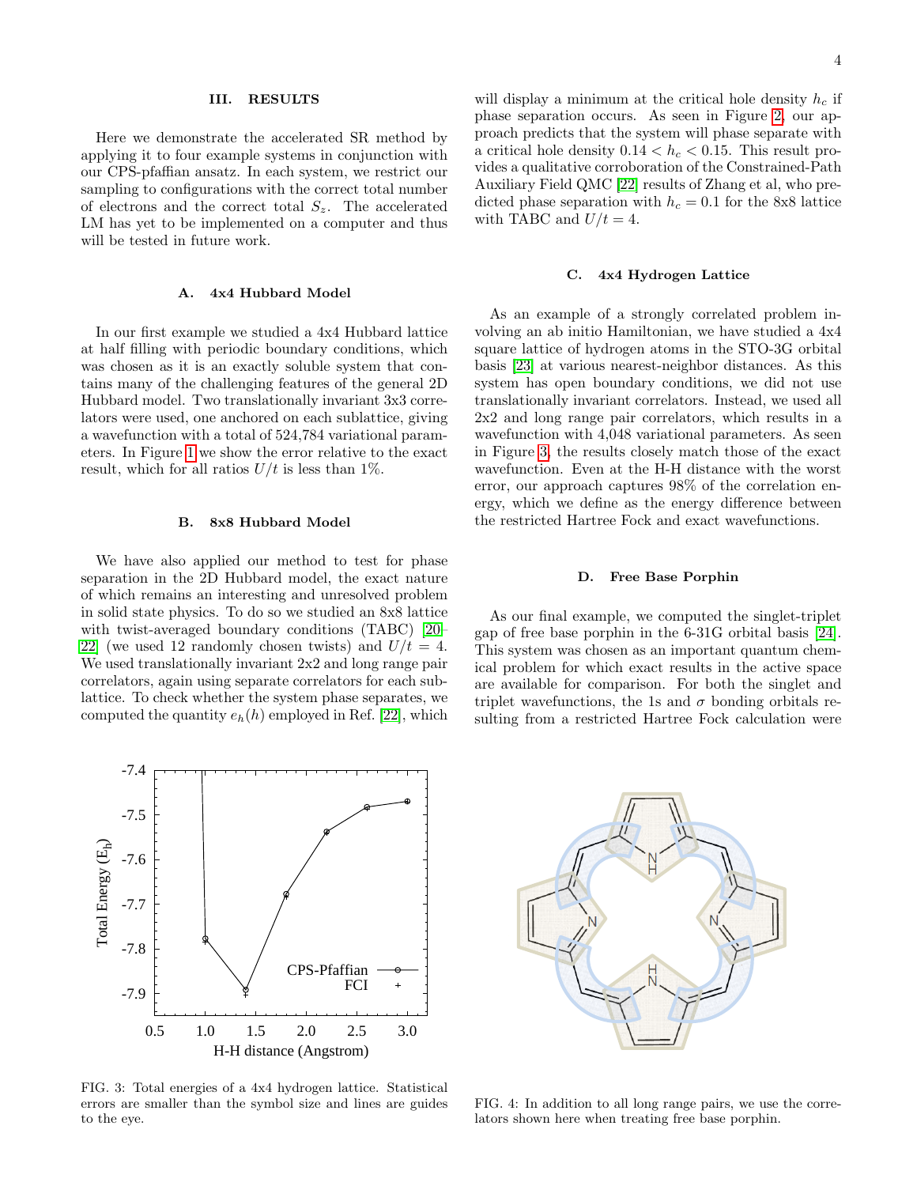## III. RESULTS

Here we demonstrate the accelerated SR method by applying it to four example systems in conjunction with our CPS-pfaffian ansatz. In each system, we restrict our sampling to configurations with the correct total number of electrons and the correct total $S_z$. The accelerated LM has yet to be implemented on a computer and thus will be tested in future work.

### A. 4x4 Hubbard Model

In our first example we studied a 4x4 Hubbard lattice at half filling with periodic boundary conditions, which was chosen as it is an exactly soluble system that contains many of the challenging features of the general 2D Hubbard model. Two translationally invariant 3x3 correlators were used, one anchored on each sublattice, giving a wavefunction with a total of 524,784 variational parameters. In Figure 1 we show the error relative to the exact result, which for all ratios $U/t$ is less than 1%.

### B. 8x8 Hubbard Model

We have also applied our method to test for phase separation in the 2D Hubbard model, the exact nature of which remains an interesting and unresolved problem in solid state physics. To do so we studied an 8x8 lattice with twist-averaged boundary conditions (TABC) [20–22] (we used 12 randomly chosen twists) and $U/t = 4$. We used translationally invariant 2x2 and long range pair correlators, again using separate correlators for each sublattice. To check whether the system phase separates, we computed the quantity $e_h(h)$ employed in Ref. [22], which will display a minimum at the critical hole density $h_c$ if phase separation occurs. As seen in Figure 2, our approach predicts that the system will phase separate with a critical hole density $0.14 < h_c < 0.15$. This result provides a qualitative corroboration of the Constrained-Path Auxiliary Field QMC [22] results of Zhang et al, who predicted phase separation with $h_c = 0.1$ for the 8x8 lattice with TABC and $U/t = 4$.

### C. 4x4 Hydrogen Lattice

As an example of a strongly correlated problem involving an ab initio Hamiltonian, we have studied a 4x4 square lattice of hydrogen atoms in the STO-3G orbital basis [23] at various nearest-neighbor distances. As this system has open boundary conditions, we did not use translationally invariant correlators. Instead, we used all 2x2 and long range pair correlators, which results in a wavefunction with 4,048 variational parameters. As seen in Figure 3, the results closely match those of the exact wavefunction. Even at the H-H distance with the worst error, our approach captures 98% of the correlation energy, which we define as the energy difference between the restricted Hartree Fock and exact wavefunctions.

### D. Free Base Porphin

As our final example, we computed the singlet-triplet gap of free base porphin in the 6-31G orbital basis [24]. This system was chosen as an important quantum chemical problem for which exact results in the active space are available for comparison. For both the singlet and triplet wavefunctions, the 1s and $\sigma$ bonding orbitals resulting from a restricted Hartree Fock calculation were

FIG. 3: Total energies of a 4x4 hydrogen lattice. Statistical errors are smaller than the symbol size and lines are guides to the eye.

FIG. 4: In addition to all long range pairs, we use the correlators shown here when treating free base porphin.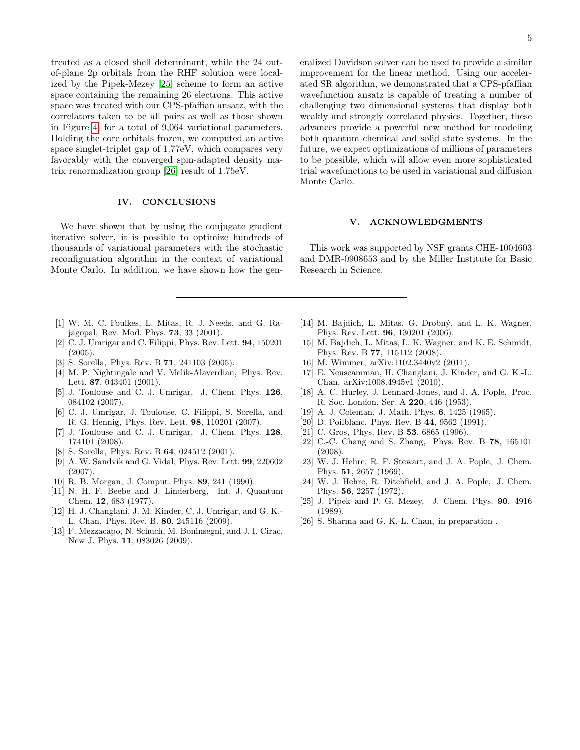treated as a closed shell determinant, while the 24 out-of-plane 2p orbitals from the RHF solution were localized by the Pipek-Mezey [25] scheme to form an active space containing the remaining 26 electrons. This active space was treated with our CPS-pfaffian ansatz, with the correlators taken to be all pairs as well as those shown in Figure 4, for a total of 9,064 variational parameters. Holding the core orbitals frozen, we computed an active space singlet-triplet gap of 1.77eV, which compares very favorably with the converged spin-adapted density matrix renormalization group [26] result of 1.75eV.

## IV. CONCLUSIONS

We have shown that by using the conjugate gradient iterative solver, it is possible to optimize hundreds of thousands of variational parameters with the stochastic reconfiguration algorithm in the context of variational Monte Carlo. In addition, we have shown how the generalized Davidson solver can be used to provide a similar improvement for the linear method. Using our accelerated SR algorithm, we demonstrated that a CPS-pfaffian wavefunction ansatz is capable of treating a number of challenging two dimensional systems that display both weakly and strongly correlated physics. Together, these advances provide a powerful new method for modeling both quantum chemical and solid state systems. In the future, we expect optimizations of millions of parameters to be possible, which will allow even more sophisticated trial wavefunctions to be used in variational and diffusion Monte Carlo.

## V. ACKNOWLEDGMENTS

This work was supported by NSF grants CHE-1004603 and DMR-0908653 and by the Miller Institute for Basic Research in Science.

---

[1] W. M. C. Foulkes, L. Mitas, R. J. Needs, and G. Rajagopal, Rev. Mod. Phys. **73**, 33 (2001).
[2] C. J. Umrigar and C. Filippi, Phys. Rev. Lett. **94**, 150201 (2005).
[3] S. Sorella, Phys. Rev. B **71**, 241103 (2005).
[4] M. P. Nightingale and V. Melik-Alaverdian, Phys. Rev. Lett. **87**, 043401 (2001).
[5] J. Toulouse and C. J. Umrigar, J. Chem. Phys. **126**, 084102 (2007).
[6] C. J. Umrigar, J. Toulouse, C. Filippi, S. Sorella, and R. G. Hennig, Phys. Rev. Lett. **98**, 110201 (2007).
[7] J. Toulouse and C. J. Umrigar, J. Chem. Phys. **128**, 174101 (2008).
[8] S. Sorella, Phys. Rev. B **64**, 024512 (2001).
[9] A. W. Sandvik and G. Vidal, Phys. Rev. Lett. **99**, 220602 (2007).
[10] R. B. Morgan, J. Comput. Phys. **89**, 241 (1990).
[11] N. H. F. Beebe and J. Linderberg, Int. J. Quantum Chem. **12**, 683 (1977).
[12] H. J. Changlani, J. M. Kinder, C. J. Umrigar, and G. K.-L. Chan, Phys. Rev. B. **80**, 245116 (2009).
[13] F. Mezzacapo, N. Schuch, M. Boninsegni, and J. I. Cirac, New J. Phys. **11**, 083026 (2009).
[14] M. Bajdich, L. Mitas, G. Drobný, and L. K. Wagner, Phys. Rev. Lett. **96**, 130201 (2006).
[15] M. Bajdich, L. Mitas, L. K. Wagner, and K. E. Schmidt, Phys. Rev. B **77**, 115112 (2008).
[16] M. Wimmer, arXiv:1102.3440v2 (2011).
[17] E. Neuscamman, H. Changlani, J. Kinder, and G. K.-L. Chan, arXiv:1008.4945v1 (2010).
[18] A. C. Hurley, J. Lennard-Jones, and J. A. Pople, Proc. R. Soc. London, Ser. A **220**, 446 (1953).
[19] A. J. Coleman, J. Math. Phys. **6**, 1425 (1965).
[20] D. Poilblanc, Phys. Rev. B **44**, 9562 (1991).
[21] C. Gros, Phys. Rev. B **53**, 6865 (1996).
[22] C.-C. Chang and S. Zhang, Phys. Rev. B **78**, 165101 (2008).
[23] W. J. Hehre, R. F. Stewart, and J. A. Pople, J. Chem. Phys. **51**, 2657 (1969).
[24] W. J. Hehre, R. Ditchfield, and J. A. Pople, J. Chem. Phys. **56**, 2257 (1972).
[25] J. Pipek and P. G. Mezey, J. Chem. Phys. **90**, 4916 (1989).
[26] S. Sharma and G. K.-L. Chan, in preparation .